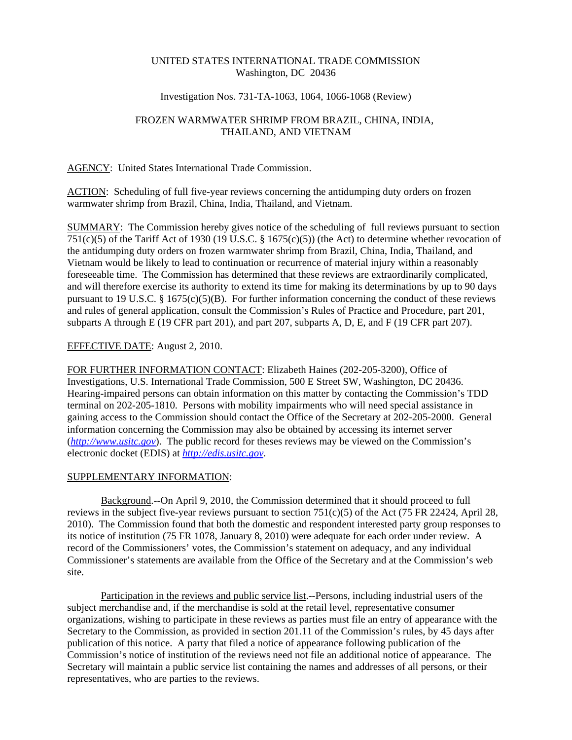UNITED STATES INTERNATIONAL TRADE COMMISSION
Washington, DC 20436

Investigation Nos. 731-TA-1063, 1064, 1066-1068 (Review)

FROZEN WARMWATER SHRIMP FROM BRAZIL, CHINA, INDIA, THAILAND, AND VIETNAM

AGENCY: United States International Trade Commission.

ACTION: Scheduling of full five-year reviews concerning the antidumping duty orders on frozen warmwater shrimp from Brazil, China, India, Thailand, and Vietnam.

SUMMARY: The Commission hereby gives notice of the scheduling of full reviews pursuant to section 751(c)(5) of the Tariff Act of 1930 (19 U.S.C. § 1675(c)(5)) (the Act) to determine whether revocation of the antidumping duty orders on frozen warmwater shrimp from Brazil, China, India, Thailand, and Vietnam would be likely to lead to continuation or recurrence of material injury within a reasonably foreseeable time. The Commission has determined that these reviews are extraordinarily complicated, and will therefore exercise its authority to extend its time for making its determinations by up to 90 days pursuant to 19 U.S.C. § 1675(c)(5)(B). For further information concerning the conduct of these reviews and rules of general application, consult the Commission's Rules of Practice and Procedure, part 201, subparts A through E (19 CFR part 201), and part 207, subparts A, D, E, and F (19 CFR part 207).

EFFECTIVE DATE: August 2, 2010.

FOR FURTHER INFORMATION CONTACT: Elizabeth Haines (202-205-3200), Office of Investigations, U.S. International Trade Commission, 500 E Street SW, Washington, DC 20436. Hearing-impaired persons can obtain information on this matter by contacting the Commission's TDD terminal on 202-205-1810. Persons with mobility impairments who will need special assistance in gaining access to the Commission should contact the Office of the Secretary at 202-205-2000. General information concerning the Commission may also be obtained by accessing its internet server (*http://www.usitc.gov*). The public record for theses reviews may be viewed on the Commission's electronic docket (EDIS) at *http://edis.usitc.gov*.

SUPPLEMENTARY INFORMATION:

Background.--On April 9, 2010, the Commission determined that it should proceed to full reviews in the subject five-year reviews pursuant to section 751(c)(5) of the Act (75 FR 22424, April 28, 2010). The Commission found that both the domestic and respondent interested party group responses to its notice of institution (75 FR 1078, January 8, 2010) were adequate for each order under review. A record of the Commissioners' votes, the Commission's statement on adequacy, and any individual Commissioner's statements are available from the Office of the Secretary and at the Commission's web site.

Participation in the reviews and public service list.--Persons, including industrial users of the subject merchandise and, if the merchandise is sold at the retail level, representative consumer organizations, wishing to participate in these reviews as parties must file an entry of appearance with the Secretary to the Commission, as provided in section 201.11 of the Commission's rules, by 45 days after publication of this notice. A party that filed a notice of appearance following publication of the Commission's notice of institution of the reviews need not file an additional notice of appearance. The Secretary will maintain a public service list containing the names and addresses of all persons, or their representatives, who are parties to the reviews.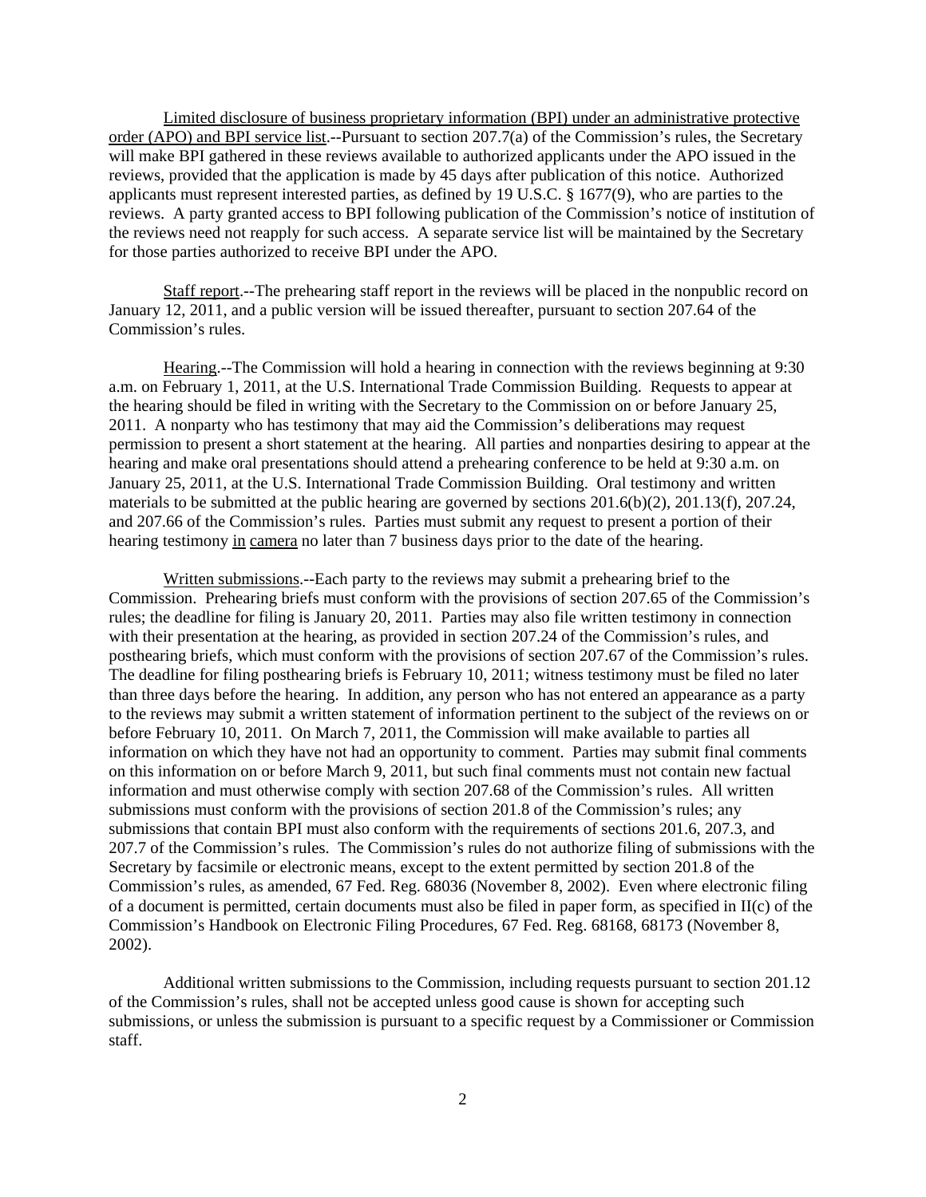Limited disclosure of business proprietary information (BPI) under an administrative protective order (APO) and BPI service list.--Pursuant to section 207.7(a) of the Commission's rules, the Secretary will make BPI gathered in these reviews available to authorized applicants under the APO issued in the reviews, provided that the application is made by 45 days after publication of this notice. Authorized applicants must represent interested parties, as defined by 19 U.S.C. § 1677(9), who are parties to the reviews. A party granted access to BPI following publication of the Commission's notice of institution of the reviews need not reapply for such access. A separate service list will be maintained by the Secretary for those parties authorized to receive BPI under the APO.

Staff report.--The prehearing staff report in the reviews will be placed in the nonpublic record on January 12, 2011, and a public version will be issued thereafter, pursuant to section 207.64 of the Commission's rules.

Hearing.--The Commission will hold a hearing in connection with the reviews beginning at 9:30 a.m. on February 1, 2011, at the U.S. International Trade Commission Building. Requests to appear at the hearing should be filed in writing with the Secretary to the Commission on or before January 25, 2011. A nonparty who has testimony that may aid the Commission's deliberations may request permission to present a short statement at the hearing. All parties and nonparties desiring to appear at the hearing and make oral presentations should attend a prehearing conference to be held at 9:30 a.m. on January 25, 2011, at the U.S. International Trade Commission Building. Oral testimony and written materials to be submitted at the public hearing are governed by sections 201.6(b)(2), 201.13(f), 207.24, and 207.66 of the Commission's rules. Parties must submit any request to present a portion of their hearing testimony in camera no later than 7 business days prior to the date of the hearing.

Written submissions.--Each party to the reviews may submit a prehearing brief to the Commission. Prehearing briefs must conform with the provisions of section 207.65 of the Commission's rules; the deadline for filing is January 20, 2011. Parties may also file written testimony in connection with their presentation at the hearing, as provided in section 207.24 of the Commission's rules, and posthearing briefs, which must conform with the provisions of section 207.67 of the Commission's rules. The deadline for filing posthearing briefs is February 10, 2011; witness testimony must be filed no later than three days before the hearing. In addition, any person who has not entered an appearance as a party to the reviews may submit a written statement of information pertinent to the subject of the reviews on or before February 10, 2011. On March 7, 2011, the Commission will make available to parties all information on which they have not had an opportunity to comment. Parties may submit final comments on this information on or before March 9, 2011, but such final comments must not contain new factual information and must otherwise comply with section 207.68 of the Commission's rules. All written submissions must conform with the provisions of section 201.8 of the Commission's rules; any submissions that contain BPI must also conform with the requirements of sections 201.6, 207.3, and 207.7 of the Commission's rules. The Commission's rules do not authorize filing of submissions with the Secretary by facsimile or electronic means, except to the extent permitted by section 201.8 of the Commission's rules, as amended, 67 Fed. Reg. 68036 (November 8, 2002). Even where electronic filing of a document is permitted, certain documents must also be filed in paper form, as specified in II(c) of the Commission's Handbook on Electronic Filing Procedures, 67 Fed. Reg. 68168, 68173 (November 8, 2002).

Additional written submissions to the Commission, including requests pursuant to section 201.12 of the Commission's rules, shall not be accepted unless good cause is shown for accepting such submissions, or unless the submission is pursuant to a specific request by a Commissioner or Commission staff.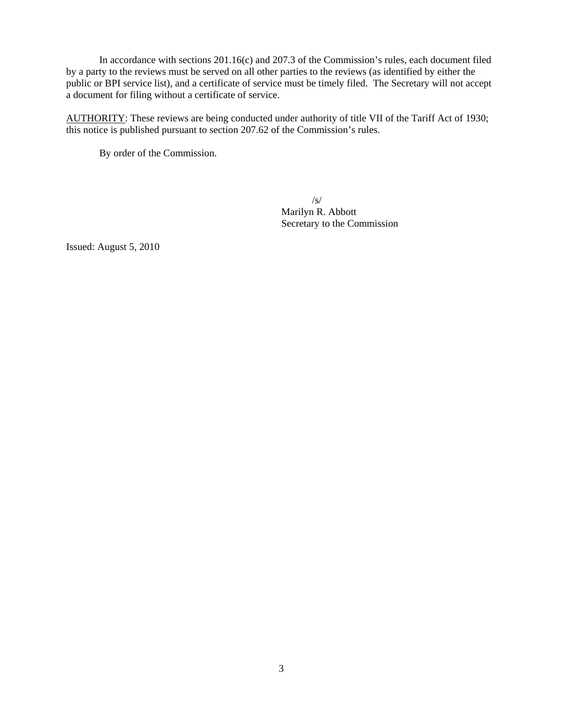In accordance with sections 201.16(c) and 207.3 of the Commission's rules, each document filed by a party to the reviews must be served on all other parties to the reviews (as identified by either the public or BPI service list), and a certificate of service must be timely filed. The Secretary will not accept a document for filing without a certificate of service.

<u>AUTHORITY</u>: These reviews are being conducted under authority of title VII of the Tariff Act of 1930; this notice is published pursuant to section 207.62 of the Commission's rules.

By order of the Commission.

/s/
Marilyn R. Abbott
Secretary to the Commission

Issued: August 5, 2010